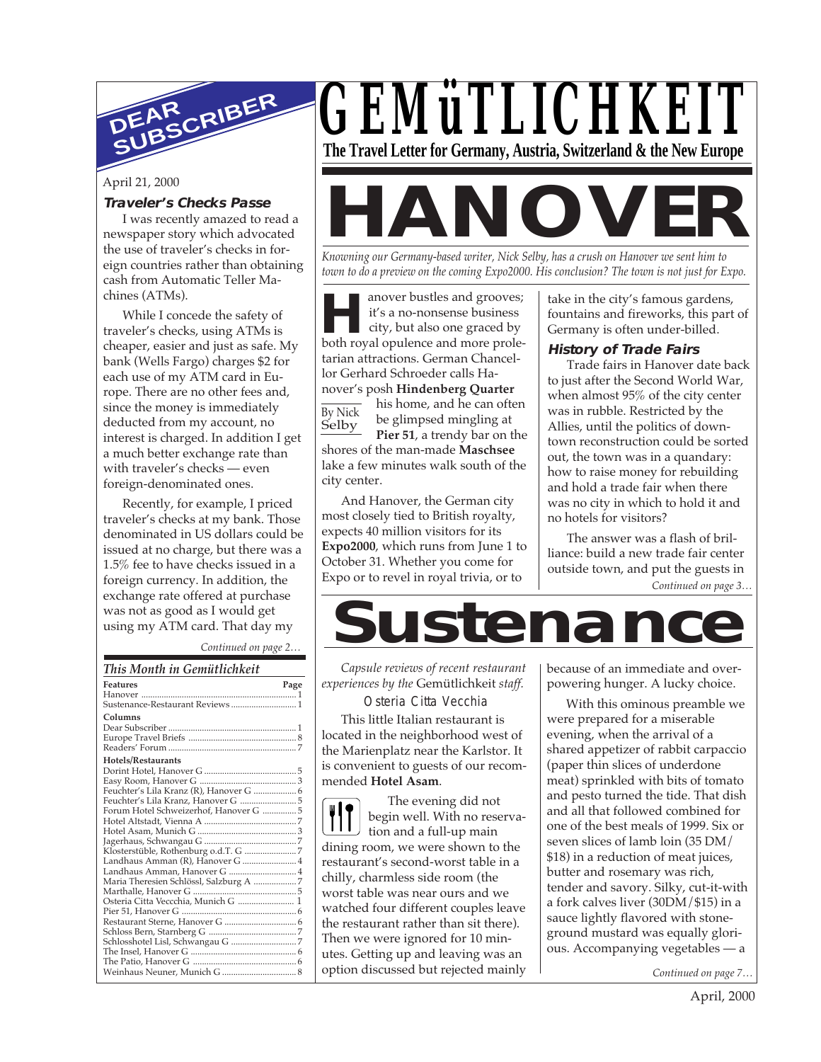# GEMüTLICHKEIT

**The Travel Letter for Germany, Austria, Switzerland & the New Europe**

## DEAR SUBSCRIBER

April 21, 2000

### Traveler's Checks Passe

I was recently amazed to read a newspaper story which advocated the use of traveler's checks in foreign countries rather than obtaining cash from Automatic Teller Machines (ATMs).

While I concede the safety of traveler's checks, using ATMs is cheaper, easier and just as safe. My bank (Wells Fargo) charges $2 for each use of my ATM card in Europe. There are no other fees and, since the money is immediately deducted from my account, no interest is charged. In addition I get a much better exchange rate than with traveler's checks — even foreign-denominated ones.

Recently, for example, I priced traveler's checks at my bank. Those denominated in US dollars could be issued at no charge, but there was a 1.5% fee to have checks issued in a foreign currency. In addition, the exchange rate offered at purchase was not as good as I would get using my ATM card. That day my

*Continued on page 2…*

### This Month in Gemütlichkeit

| Features | Page |
|---|---|
| Hanover | 1 |
| Sustenance-Restaurant Reviews | 1 |
| **Columns** | |
| Dear Subscriber | 1 |
| Europe Travel Briefs | 8 |
| Readers' Forum | 7 |
| **Hotels/Restaurants** | |
| Dorint Hotel, Hanover G | 5 |
| Easy Room, Hanover G | 3 |
| Feuchter's Lila Kranz (R), Hanover G | 6 |
| Feuchter's Lila Kranz, Hanover G | 5 |
| Forum Hotel Schweizerhof, Hanover G | 5 |
| Hotel Altstadt, Vienna A | 7 |
| Hotel Asam, Munich G | 3 |
| Jagerhaus, Schwangau G | 7 |
| Klosterstüble, Rothenburg o.d.T. G | 7 |
| Landhaus Amman (R), Hanover G | 4 |
| Landhaus Amman, Hanover G | 4 |
| Maria Theresien Schlössl, Salzburg A | 7 |
| Marthalle, Hanover G | 5 |
| Osteria Citta Veccchia, Munich G | 1 |
| Pier 51, Hanover G | 6 |
| Restaurant Sterne, Hanover G | 6 |
| Schloss Bern, Starnberg G | 7 |
| Schlosshotel Lisl, Schwangau G | 7 |
| The Insel, Hanover G | 6 |
| The Patio, Hanover G | 6 |
| Weinhaus Neuner, Munich G | 8 |

# HANOVER

*Knowning our Germany-based writer, Nick Selby, has a crush on Hanover we sent him to town to do a preview on the coming Expo2000. His conclusion? The town is not just for Expo.*

By Nick Selby

Hanover bustles and grooves; it's a no-nonsense business city, but also one graced by both royal opulence and more proletarian attractions. German Chancellor Gerhard Schroeder calls Hanover's posh **Hindenberg Quarter** his home, and he can often be glimpsed mingling at **Pier 51**, a trendy bar on the shores of the man-made **Maschsee** lake a few minutes walk south of the city center.

And Hanover, the German city most closely tied to British royalty, expects 40 million visitors for its **Expo2000**, which runs from June 1 to October 31. Whether you come for Expo or to revel in royal trivia, or to take in the city's famous gardens, fountains and fireworks, this part of Germany is often under-billed.

### History of Trade Fairs

Trade fairs in Hanover date back to just after the Second World War, when almost 95% of the city center was in rubble. Restricted by the Allies, until the politics of downtown reconstruction could be sorted out, the town was in a quandary: how to raise money for rebuilding and hold a trade fair when there was no city in which to hold it and no hotels for visitors?

The answer was a flash of brilliance: build a new trade fair center outside town, and put the guests in

*Continued on page 3…*

# Sustenance

*Capsule reviews of recent restaurant experiences by the* Gemütlichkeit *staff.*

### Osteria Citta Vecchia

This little Italian restaurant is located in the neighborhood west of the Marienplatz near the Karlstor. It is convenient to guests of our recommended **Hotel Asam**.

The evening did not begin well. With no reservation and a full-up main dining room, we were shown to the restaurant's second-worst table in a chilly, charmless side room (the worst table was near ours and we watched four different couples leave the restaurant rather than sit there). Then we were ignored for 10 minutes. Getting up and leaving was an option discussed but rejected mainly because of an immediate and overpowering hunger. A lucky choice.

With this ominous preamble we were prepared for a miserable evening, when the arrival of a shared appetizer of rabbit carpaccio (paper thin slices of underdone meat) sprinkled with bits of tomato and pesto turned the tide. That dish and all that followed combined for one of the best meals of 1999. Six or seven slices of lamb loin (35 DM/ $18) in a reduction of meat juices, butter and rosemary was rich, tender and savory. Silky, cut-it-with a fork calves liver (30DM/$15) in a sauce lightly flavored with stone-ground mustard was equally glorious. Accompanying vegetables — a

*Continued on page 7…*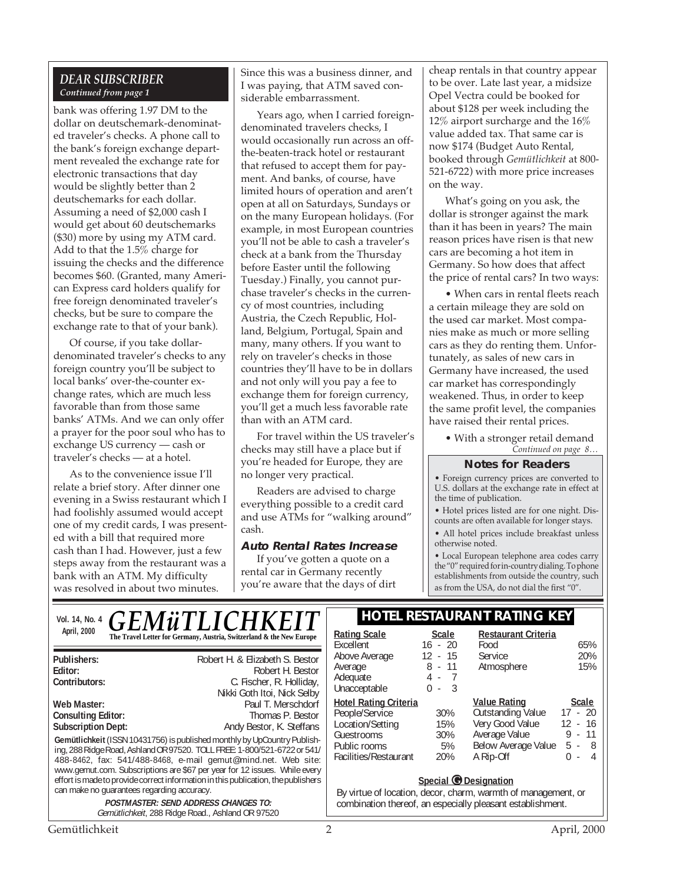## DEAR SUBSCRIBER

*Continued from page 1*

bank was offering 1.97 DM to the dollar on deutschemark-denominated traveler's checks. A phone call to the bank's foreign exchange department revealed the exchange rate for electronic transactions that day would be slightly better than 2 deutschemarks for each dollar. Assuming a need of $2,000 cash I would get about 60 deutschemarks ($30) more by using my ATM card. Add to that the 1.5% charge for issuing the checks and the difference becomes $60. (Granted, many American Express card holders qualify for free foreign denominated traveler's checks, but be sure to compare the exchange rate to that of your bank).

Of course, if you take dollar-denominated traveler's checks to any foreign country you'll be subject to local banks' over-the-counter exchange rates, which are much less favorable than from those same banks' ATMs. And we can only offer a prayer for the poor soul who has to exchange US currency — cash or traveler's checks — at a hotel.

As to the convenience issue I'll relate a brief story. After dinner one evening in a Swiss restaurant which I had foolishly assumed would accept one of my credit cards, I was presented with a bill that required more cash than I had. However, just a few steps away from the restaurant was a bank with an ATM. My difficulty was resolved in about two minutes. Since this was a business dinner, and I was paying, that ATM saved considerable embarrassment.

Years ago, when I carried foreign-denominated travelers checks, I would occasionally run across an off-the-beaten-track hotel or restaurant that refused to accept them for payment. And banks, of course, have limited hours of operation and aren't open at all on Saturdays, Sundays or on the many European holidays. (For example, in most European countries you'll not be able to cash a traveler's check at a bank from the Thursday before Easter until the following Tuesday.) Finally, you cannot purchase traveler's checks in the currency of most countries, including Austria, the Czech Republic, Holland, Belgium, Portugal, Spain and many, many others. If you want to rely on traveler's checks in those countries they'll have to be in dollars and not only will you pay a fee to exchange them for foreign currency, you'll get a much less favorable rate than with an ATM card.

For travel within the US traveler's checks may still have a place but if you're headed for Europe, they are no longer very practical.

Readers are advised to charge everything possible to a credit card and use ATMs for "walking around" cash.

### Auto Rental Rates Increase

If you've gotten a quote on a rental car in Germany recently you're aware that the days of dirt cheap rentals in that country appear to be over. Late last year, a midsize Opel Vectra could be booked for about $128 per week including the 12% airport surcharge and the 16% value added tax. That same car is now $174 (Budget Auto Rental, booked through *Gemütlichkeit* at 800-521-6722) with more price increases on the way.

What's going on you ask, the dollar is stronger against the mark than it has been in years? The main reason prices have risen is that new cars are becoming a hot item in Germany. So how does that affect the price of rental cars? In two ways:

• When cars in rental fleets reach a certain mileage they are sold on the used car market. Most companies make as much or more selling cars as they do renting them. Unfortunately, as sales of new cars in Germany have increased, the used car market has correspondingly weakened. Thus, in order to keep the same profit level, the companies have raised their rental prices.

• With a stronger retail demand

*Continued on page 8…*

### Notes for Readers

- Foreign currency prices are converted to U.S. dollars at the exchange rate in effect at the time of publication.
- Hotel prices listed are for one night. Discounts are often available for longer stays.
- All hotel prices include breakfast unless otherwise noted.
- Local European telephone area codes carry the "0" required for in-country dialing. To phone establishments from outside the country, such as from the USA, do not dial the first "0".

---

Vol. 14, No. 4 — April, 2000

# GEMüTLICHKEIT

**The Travel Letter for Germany, Austria, Switzerland & the New Europe**

| | |
|---|---|
| **Publishers:** | Robert H. & Elizabeth S. Bestor |
| **Editor:** | Robert H. Bestor |
| **Contributors:** | C. Fischer, R. Holliday, Nikki Goth Itoi, Nick Selby |
| **Web Master:** | Paul T. Merschdorf |
| **Consulting Editor:** | Thomas P. Bestor |
| **Subscription Dept:** | Andy Bestor, K. Steffans |

**Gemütlichkeit** (ISSN 10431756) is published monthly by UpCountry Publishing, 288 Ridge Road, Ashland OR 97520. TOLL FREE: 1-800/521-6722 or 541/488-8462, fax: 541/488-8468, e-mail gemut@mind.net. Web site: www.gemut.com. Subscriptions are $67 per year for 12 issues. While every effort is made to provide correct information in this publication, the publishers can make no guarantees regarding accuracy.

**POSTMASTER: SEND ADDRESS CHANGES TO:**
*Gemütlichkeit*, 288 Ridge Road., Ashland OR 97520

## HOTEL RESTAURANT RATING KEY

| Rating Scale | Scale |
|---|---|
| Excellent | 16 - 20 |
| Above Average | 12 - 15 |
| Average | 8 - 11 |
| Adequate | 4 - 7 |
| Unacceptable | 0 - 3 |

| Restaurant Criteria | |
|---|---|
| Food | 65% |
| Service | 20% |
| Atmosphere | 15% |

| Hotel Rating Criteria | |
|---|---|
| People/Service | 30% |
| Location/Setting | 15% |
| Guestrooms | 30% |
| Public rooms | 5% |
| Facilities/Restaurant | 20% |

| Value Rating | Scale |
|---|---|
| Outstanding Value | 17 - 20 |
| Very Good Value | 12 - 16 |
| Average Value | 9 - 11 |
| Below Average Value | 5 - 8 |
| A Rip-Off | 0 - 4 |

**Special G Designation**

By virtue of location, decor, charm, warmth of management, or combination thereof, an especially pleasant establishment.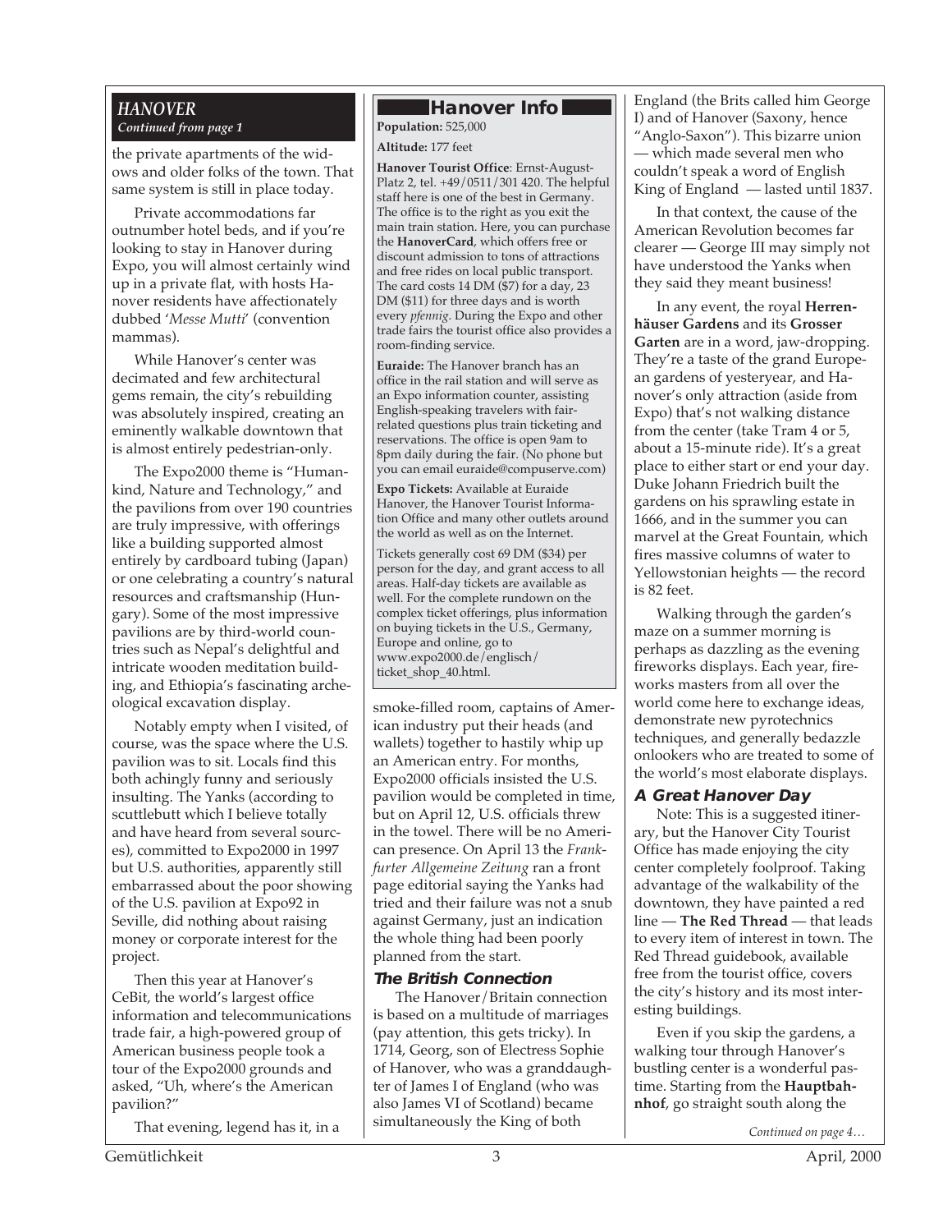## *HANOVER*

***Continued from page 1***

the private apartments of the widows and older folks of the town. That same system is still in place today.

Private accommodations far outnumber hotel beds, and if you're looking to stay in Hanover during Expo, you will almost certainly wind up in a private flat, with hosts Hanover residents have affectionately dubbed '*Messe Mutti*' (convention mammas).

While Hanover's center was decimated and few architectural gems remain, the city's rebuilding was absolutely inspired, creating an eminently walkable downtown that is almost entirely pedestrian-only.

The Expo2000 theme is "Humankind, Nature and Technology," and the pavilions from over 190 countries are truly impressive, with offerings like a building supported almost entirely by cardboard tubing (Japan) or one celebrating a country's natural resources and craftsmanship (Hungary). Some of the most impressive pavilions are by third-world countries such as Nepal's delightful and intricate wooden meditation building, and Ethiopia's fascinating archeological excavation display.

Notably empty when I visited, of course, was the space where the U.S. pavilion was to sit. Locals find this both achingly funny and seriously insulting. The Yanks (according to scuttlebutt which I believe totally and have heard from several sources), committed to Expo2000 in 1997 but U.S. authorities, apparently still embarrassed about the poor showing of the U.S. pavilion at Expo92 in Seville, did nothing about raising money or corporate interest for the project.

Then this year at Hanover's CeBit, the world's largest office information and telecommunications trade fair, a high-powered group of American business people took a tour of the Expo2000 grounds and asked, "Uh, where's the American pavilion?"

That evening, legend has it, in a smoke-filled room, captains of American industry put their heads (and wallets) together to hastily whip up an American entry. For months, Expo2000 officials insisted the U.S. pavilion would be completed in time, but on April 12, U.S. officials threw in the towel. There will be no American presence. On April 13 the *Frankfurter Allgemeine Zeitung* ran a front page editorial saying the Yanks had tried and their failure was not a snub against Germany, just an indication the whole thing had been poorly planned from the start.

### Hanover Info

**Population:** 525,000

**Altitude:** 177 feet

**Hanover Tourist Office**: Ernst-August-Platz 2, tel. +49/0511/301 420. The helpful staff here is one of the best in Germany. The office is to the right as you exit the main train station. Here, you can purchase the **HanoverCard**, which offers free or discount admission to tons of attractions and free rides on local public transport. The card costs 14 DM ($7) for a day, 23 DM ($11) for three days and is worth every *pfennig*. During the Expo and other trade fairs the tourist office also provides a room-finding service.

**Euraide:** The Hanover branch has an office in the rail station and will serve as an Expo information counter, assisting English-speaking travelers with fair-related questions plus train ticketing and reservations. The office is open 9am to 8pm daily during the fair. (No phone but you can email euraide@compuserve.com)

**Expo Tickets:** Available at Euraide Hanover, the Hanover Tourist Information Office and many other outlets around the world as well as on the Internet.

Tickets generally cost 69 DM ($34) per person for the day, and grant access to all areas. Half-day tickets are available as well. For the complete rundown on the complex ticket offerings, plus information on buying tickets in the U.S., Germany, Europe and online, go to www.expo2000.de/englisch/ticket_shop_40.html.

### *The British Connection*

The Hanover/Britain connection is based on a multitude of marriages (pay attention, this gets tricky). In 1714, Georg, son of Electress Sophie of Hanover, who was a granddaughter of James I of England (who was also James VI of Scotland) became simultaneously the King of both England (the Brits called him George I) and of Hanover (Saxony, hence "Anglo-Saxon"). This bizarre union — which made several men who couldn't speak a word of English King of England — lasted until 1837.

In that context, the cause of the American Revolution becomes far clearer — George III may simply not have understood the Yanks when they said they meant business!

In any event, the royal **Herrenhäuser Gardens** and its **Grosser Garten** are in a word, jaw-dropping. They're a taste of the grand European gardens of yesteryear, and Hanover's only attraction (aside from Expo) that's not walking distance from the center (take Tram 4 or 5, about a 15-minute ride). It's a great place to either start or end your day. Duke Johann Friedrich built the gardens on his sprawling estate in 1666, and in the summer you can marvel at the Great Fountain, which fires massive columns of water to Yellowstonian heights — the record is 82 feet.

Walking through the garden's maze on a summer morning is perhaps as dazzling as the evening fireworks displays. Each year, fireworks masters from all over the world come here to exchange ideas, demonstrate new pyrotechnics techniques, and generally bedazzle onlookers who are treated to some of the world's most elaborate displays.

### *A Great Hanover Day*

Note: This is a suggested itinerary, but the Hanover City Tourist Office has made enjoying the city center completely foolproof. Taking advantage of the walkability of the downtown, they have painted a red line — **The Red Thread** — that leads to every item of interest in town. The Red Thread guidebook, available free from the tourist office, covers the city's history and its most interesting buildings.

Even if you skip the gardens, a walking tour through Hanover's bustling center is a wonderful pastime. Starting from the **Hauptbahnhof**, go straight south along the

*Continued on page 4…*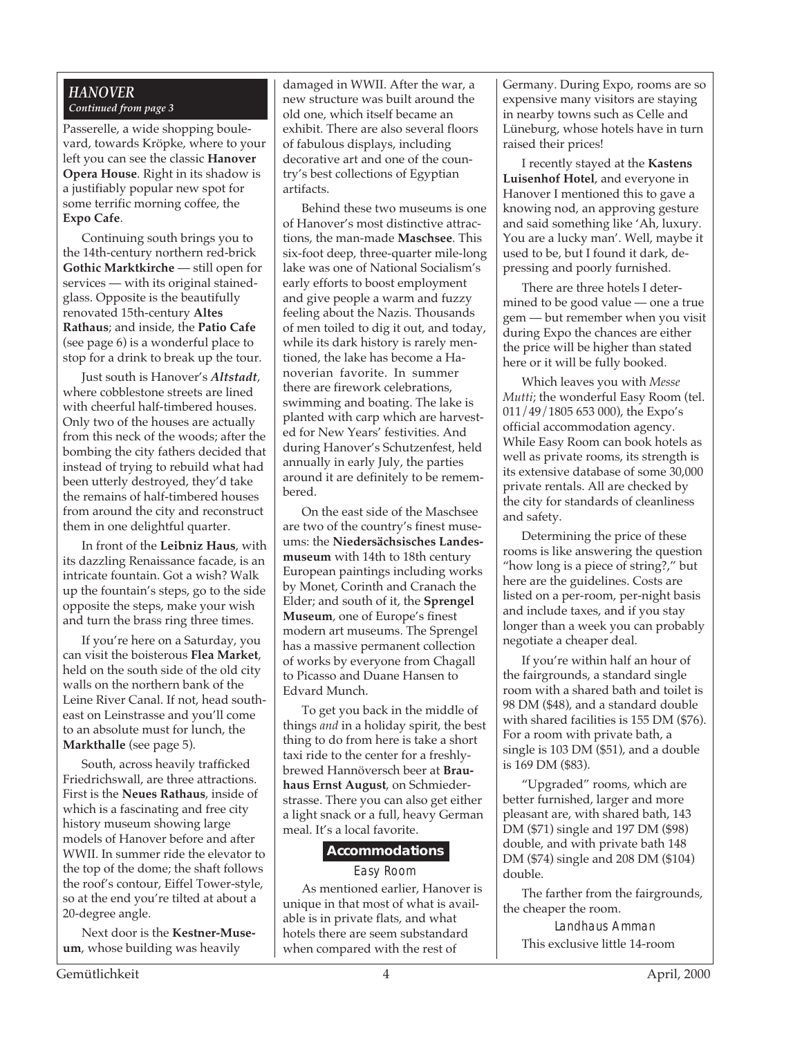## *HANOVER*

*Continued from page 3*

Passerelle, a wide shopping boulevard, towards Kröpke, where to your left you can see the classic **Hanover Opera House**. Right in its shadow is a justifiably popular new spot for some terrific morning coffee, the **Expo Cafe**.

Continuing south brings you to the 14th-century northern red-brick **Gothic Marktkirche** — still open for services — with its original stained-glass. Opposite is the beautifully renovated 15th-century **Altes Rathaus**; and inside, the **Patio Cafe** (see page 6) is a wonderful place to stop for a drink to break up the tour.

Just south is Hanover's ***Altstadt***, where cobblestone streets are lined with cheerful half-timbered houses. Only two of the houses are actually from this neck of the woods; after the bombing the city fathers decided that instead of trying to rebuild what had been utterly destroyed, they'd take the remains of half-timbered houses from around the city and reconstruct them in one delightful quarter.

In front of the **Leibniz Haus**, with its dazzling Renaissance facade, is an intricate fountain. Got a wish? Walk up the fountain's steps, go to the side opposite the steps, make your wish and turn the brass ring three times.

If you're here on a Saturday, you can visit the boisterous **Flea Market**, held on the south side of the old city walls on the northern bank of the Leine River Canal. If not, head southeast on Leinstrasse and you'll come to an absolute must for lunch, the **Markthalle** (see page 5).

South, across heavily trafficked Friedrichswall, are three attractions. First is the **Neues Rathaus**, inside of which is a fascinating and free city history museum showing large models of Hanover before and after WWII. In summer ride the elevator to the top of the dome; the shaft follows the roof's contour, Eiffel Tower-style, so at the end you're tilted at about a 20-degree angle.

Next door is the **Kestner-Museum**, whose building was heavily damaged in WWII. After the war, a new structure was built around the old one, which itself became an exhibit. There are also several floors of fabulous displays, including decorative art and one of the country's best collections of Egyptian artifacts.

Behind these two museums is one of Hanover's most distinctive attractions, the man-made **Maschsee**. This six-foot deep, three-quarter mile-long lake was one of National Socialism's early efforts to boost employment and give people a warm and fuzzy feeling about the Nazis. Thousands of men toiled to dig it out, and today, while its dark history is rarely mentioned, the lake has become a Hanoverian favorite. In summer there are firework celebrations, swimming and boating. The lake is planted with carp which are harvested for New Years' festivities. And during Hanover's Schutzenfest, held annually in early July, the parties around it are definitely to be remembered.

On the east side of the Maschsee are two of the country's finest museums: the **Niedersächsisches Landesmuseum** with 14th to 18th century European paintings including works by Monet, Corinth and Cranach the Elder; and south of it, the **Sprengel Museum**, one of Europe's finest modern art museums. The Sprengel has a massive permanent collection of works by everyone from Chagall to Picasso and Duane Hansen to Edvard Munch.

To get you back in the middle of things *and* in a holiday spirit, the best thing to do from here is take a short taxi ride to the center for a freshly-brewed Hannöversch beer at **Brauhaus Ernst August**, on Schmiederstrasse. There you can also get either a light snack or a full, heavy German meal. It's a local favorite.

### Accommodations

#### Easy Room

As mentioned earlier, Hanover is unique in that most of what is available is in private flats, and what hotels there are seem substandard when compared with the rest of Germany. During Expo, rooms are so expensive many visitors are staying in nearby towns such as Celle and Lüneburg, whose hotels have in turn raised their prices!

I recently stayed at the **Kastens Luisenhof Hotel**, and everyone in Hanover I mentioned this to gave a knowing nod, an approving gesture and said something like 'Ah, luxury. You are a lucky man'. Well, maybe it used to be, but I found it dark, depressing and poorly furnished.

There are three hotels I determined to be good value — one a true gem — but remember when you visit during Expo the chances are either the price will be higher than stated here or it will be fully booked.

Which leaves you with *Messe Mutti*; the wonderful Easy Room (tel. 011/49/1805 653 000), the Expo's official accommodation agency. While Easy Room can book hotels as well as private rooms, its strength is its extensive database of some 30,000 private rentals. All are checked by the city for standards of cleanliness and safety.

Determining the price of these rooms is like answering the question "how long is a piece of string?," but here are the guidelines. Costs are listed on a per-room, per-night basis and include taxes, and if you stay longer than a week you can probably negotiate a cheaper deal.

If you're within half an hour of the fairgrounds, a standard single room with a shared bath and toilet is 98 DM ($48), and a standard double with shared facilities is 155 DM ($76). For a room with private bath, a single is 103 DM ($51), and a double is 169 DM ($83).

"Upgraded" rooms, which are better furnished, larger and more pleasant are, with shared bath, 143 DM ($71) single and 197 DM ($98) double, and with private bath 148 DM ($74) single and 208 DM ($104) double.

The farther from the fairgrounds, the cheaper the room.

#### Landhaus Amman

This exclusive little 14-room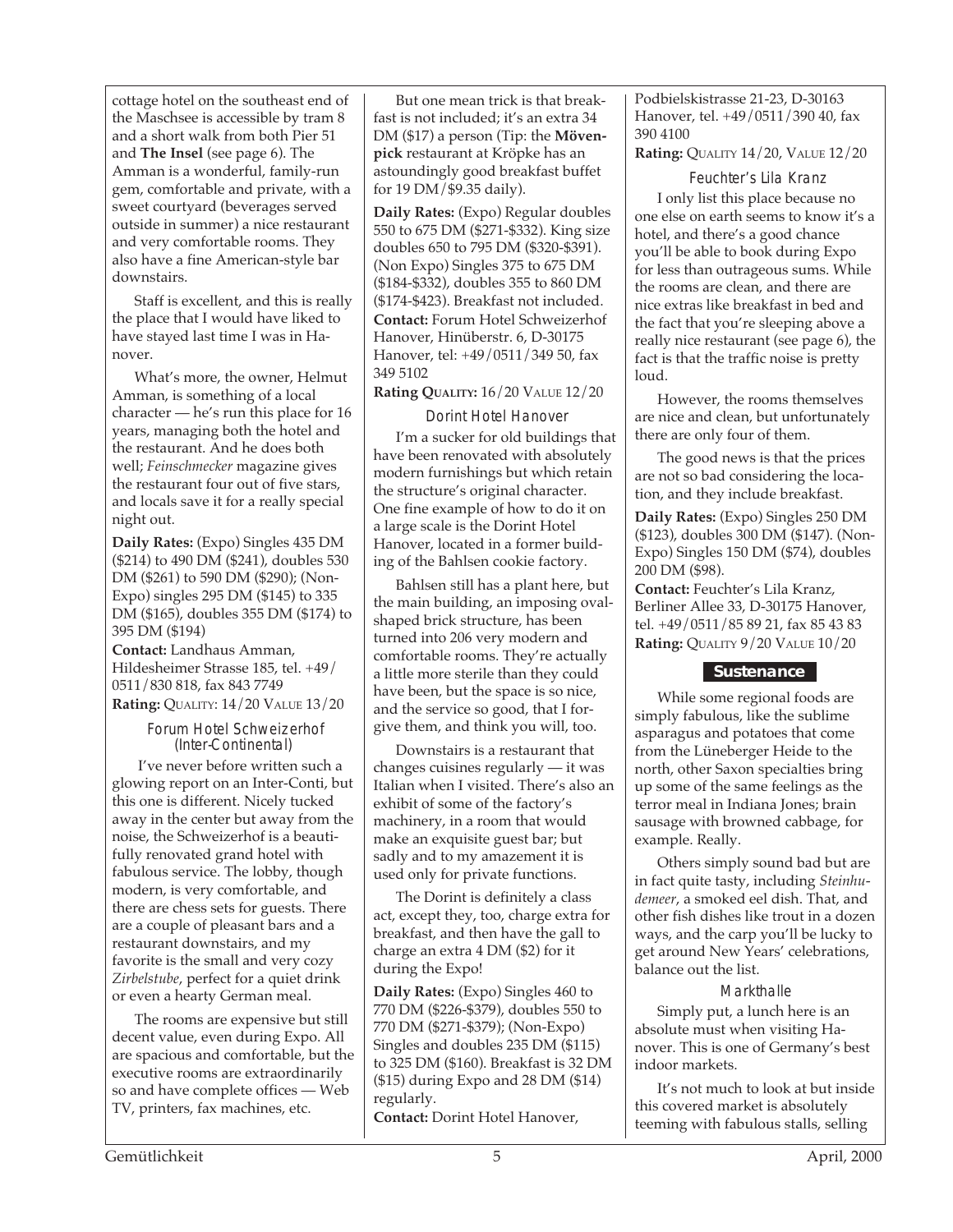cottage hotel on the southeast end of the Maschsee is accessible by tram 8 and a short walk from both Pier 51 and **The Insel** (see page 6). The Amman is a wonderful, family-run gem, comfortable and private, with a sweet courtyard (beverages served outside in summer) a nice restaurant and very comfortable rooms. They also have a fine American-style bar downstairs.

Staff is excellent, and this is really the place that I would have liked to have stayed last time I was in Hanover.

What's more, the owner, Helmut Amman, is something of a local character — he's run this place for 16 years, managing both the hotel and the restaurant. And he does both well; *Feinschmecker* magazine gives the restaurant four out of five stars, and locals save it for a really special night out.

**Daily Rates:** (Expo) Singles 435 DM ($214) to 490 DM ($241), doubles 530 DM ($261) to 590 DM ($290); (Non-Expo) singles 295 DM ($145) to 335 DM ($165), doubles 355 DM ($174) to 395 DM ($194)

**Contact:** Landhaus Amman, Hildesheimer Strasse 185, tel. +49/0511/830 818, fax 843 7749

**Rating:** QUALITY: 14/20 VALUE 13/20

### Forum Hotel Schweizerhof (Inter-Continental)

I've never before written such a glowing report on an Inter-Conti, but this one is different. Nicely tucked away in the center but away from the noise, the Schweizerhof is a beautifully renovated grand hotel with fabulous service. The lobby, though modern, is very comfortable, and there are chess sets for guests. There are a couple of pleasant bars and a restaurant downstairs, and my favorite is the small and very cozy *Zirbelstube*, perfect for a quiet drink or even a hearty German meal.

The rooms are expensive but still decent value, even during Expo. All are spacious and comfortable, but the executive rooms are extraordinarily so and have complete offices — Web TV, printers, fax machines, etc.

But one mean trick is that breakfast is not included; it's an extra 34 DM ($17) a person (Tip: the **Mövenpick** restaurant at Kröpke has an astoundingly good breakfast buffet for 19 DM/$9.35 daily).

**Daily Rates:** (Expo) Regular doubles 550 to 675 DM ($271-$332). King size doubles 650 to 795 DM ($320-$391). (Non Expo) Singles 375 to 675 DM ($184-$332), doubles 355 to 860 DM ($174-$423). Breakfast not included.

**Contact:** Forum Hotel Schweizerhof Hanover, Hinüberstr. 6, D-30175 Hanover, tel: +49/0511/349 50, fax 349 5102

**Rating QUALITY:** 16/20 VALUE 12/20

### Dorint Hotel Hanover

I'm a sucker for old buildings that have been renovated with absolutely modern furnishings but which retain the structure's original character. One fine example of how to do it on a large scale is the Dorint Hotel Hanover, located in a former building of the Bahlsen cookie factory.

Bahlsen still has a plant here, but the main building, an imposing oval-shaped brick structure, has been turned into 206 very modern and comfortable rooms. They're actually a little more sterile than they could have been, but the space is so nice, and the service so good, that I forgive them, and think you will, too.

Downstairs is a restaurant that changes cuisines regularly — it was Italian when I visited. There's also an exhibit of some of the factory's machinery, in a room that would make an exquisite guest bar; but sadly and to my amazement it is used only for private functions.

The Dorint is definitely a class act, except they, too, charge extra for breakfast, and then have the gall to charge an extra 4 DM ($2) for it during the Expo!

**Daily Rates:** (Expo) Singles 460 to 770 DM ($226-$379), doubles 550 to 770 DM ($271-$379); (Non-Expo) Singles and doubles 235 DM ($115) to 325 DM ($160). Breakfast is 32 DM ($15) during Expo and 28 DM ($14) regularly.

**Contact:** Dorint Hotel Hanover, Podbielskistrasse 21-23, D-30163 Hanover, tel. +49/0511/390 40, fax 390 4100

**Rating:** QUALITY 14/20, VALUE 12/20

### Feuchter's Lila Kranz

I only list this place because no one else on earth seems to know it's a hotel, and there's a good chance you'll be able to book during Expo for less than outrageous sums. While the rooms are clean, and there are nice extras like breakfast in bed and the fact that you're sleeping above a really nice restaurant (see page 6), the fact is that the traffic noise is pretty loud.

However, the rooms themselves are nice and clean, but unfortunately there are only four of them.

The good news is that the prices are not so bad considering the location, and they include breakfast.

**Daily Rates:** (Expo) Singles 250 DM ($123), doubles 300 DM ($147). (Non-Expo) Singles 150 DM ($74), doubles 200 DM ($98).

**Contact:** Feuchter's Lila Kranz, Berliner Allee 33, D-30175 Hanover, tel. +49/0511/85 89 21, fax 85 43 83

**Rating:** QUALITY 9/20 VALUE 10/20

## Sustenance

While some regional foods are simply fabulous, like the sublime asparagus and potatoes that come from the Lüneberger Heide to the north, other Saxon specialties bring up some of the same feelings as the terror meal in Indiana Jones; brain sausage with browned cabbage, for example. Really.

Others simply sound bad but are in fact quite tasty, including *Steinhudemeer*, a smoked eel dish. That, and other fish dishes like trout in a dozen ways, and the carp you'll be lucky to get around New Years' celebrations, balance out the list.

### Markthalle

Simply put, a lunch here is an absolute must when visiting Hanover. This is one of Germany's best indoor markets.

It's not much to look at but inside this covered market is absolutely teeming with fabulous stalls, selling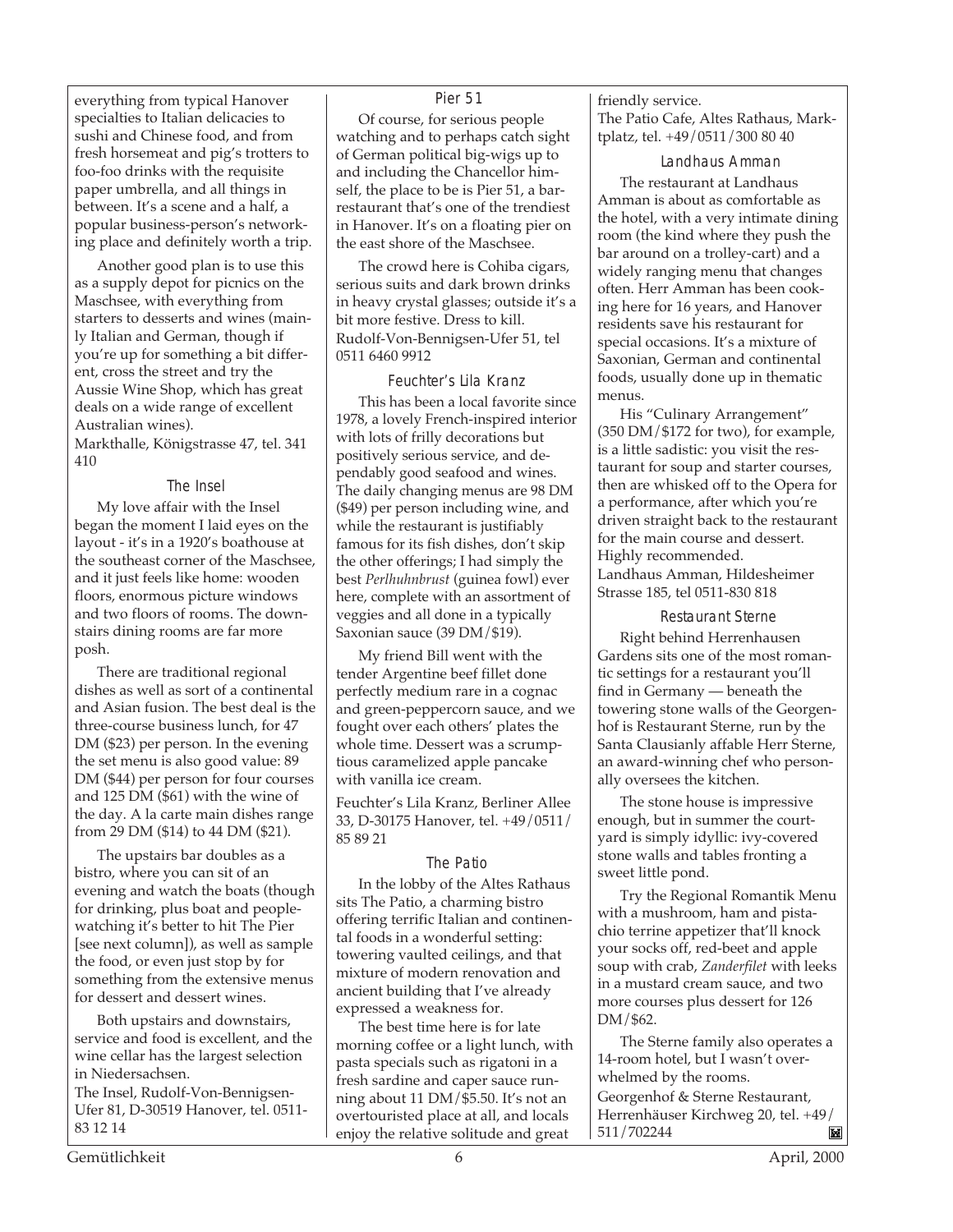everything from typical Hanover specialties to Italian delicacies to sushi and Chinese food, and from fresh horsemeat and pig's trotters to foo-foo drinks with the requisite paper umbrella, and all things in between. It's a scene and a half, a popular business-person's networking place and definitely worth a trip.

Another good plan is to use this as a supply depot for picnics on the Maschsee, with everything from starters to desserts and wines (mainly Italian and German, though if you're up for something a bit different, cross the street and try the Aussie Wine Shop, which has great deals on a wide range of excellent Australian wines).

Markthalle, Königstrasse 47, tel. 341 410

### The Insel

My love affair with the Insel began the moment I laid eyes on the layout - it's in a 1920's boathouse at the southeast corner of the Maschsee, and it just feels like home: wooden floors, enormous picture windows and two floors of rooms. The downstairs dining rooms are far more posh.

There are traditional regional dishes as well as sort of a continental and Asian fusion. The best deal is the three-course business lunch, for 47 DM ($23) per person. In the evening the set menu is also good value: 89 DM ($44) per person for four courses and 125 DM ($61) with the wine of the day. A la carte main dishes range from 29 DM ($14) to 44 DM ($21).

The upstairs bar doubles as a bistro, where you can sit of an evening and watch the boats (though for drinking, plus boat and people-watching it's better to hit The Pier [see next column]), as well as sample the food, or even just stop by for something from the extensive menus for dessert and dessert wines.

Both upstairs and downstairs, service and food is excellent, and the wine cellar has the largest selection in Niedersachsen.

The Insel, Rudolf-Von-Bennigsen-Ufer 81, D-30519 Hanover, tel. 0511-83 12 14

### Pier 51

Of course, for serious people watching and to perhaps catch sight of German political big-wigs up to and including the Chancellor himself, the place to be is Pier 51, a bar-restaurant that's one of the trendiest in Hanover. It's on a floating pier on the east shore of the Maschsee.

The crowd here is Cohiba cigars, serious suits and dark brown drinks in heavy crystal glasses; outside it's a bit more festive. Dress to kill.

Rudolf-Von-Bennigsen-Ufer 51, tel 0511 6460 9912

### Feuchter's Lila Kranz

This has been a local favorite since 1978, a lovely French-inspired interior with lots of frilly decorations but positively serious service, and dependably good seafood and wines. The daily changing menus are 98 DM ($49) per person including wine, and while the restaurant is justifiably famous for its fish dishes, don't skip the other offerings; I had simply the best *Perlhuhnbrust* (guinea fowl) ever here, complete with an assortment of veggies and all done in a typically Saxonian sauce (39 DM/$19).

My friend Bill went with the tender Argentine beef fillet done perfectly medium rare in a cognac and green-peppercorn sauce, and we fought over each others' plates the whole time. Dessert was a scrumptious caramelized apple pancake with vanilla ice cream.

Feuchter's Lila Kranz, Berliner Allee 33, D-30175 Hanover, tel. +49/0511/ 85 89 21

### The Patio

In the lobby of the Altes Rathaus sits The Patio, a charming bistro offering terrific Italian and continental foods in a wonderful setting: towering vaulted ceilings, and that mixture of modern renovation and ancient building that I've already expressed a weakness for.

The best time here is for late morning coffee or a light lunch, with pasta specials such as rigatoni in a fresh sardine and caper sauce running about 11 DM/$5.50. It's not an overtouristed place at all, and locals enjoy the relative solitude and great friendly service.

The Patio Cafe, Altes Rathaus, Marktplatz, tel. +49/0511/300 80 40

### Landhaus Amman

The restaurant at Landhaus Amman is about as comfortable as the hotel, with a very intimate dining room (the kind where they push the bar around on a trolley-cart) and a widely ranging menu that changes often. Herr Amman has been cooking here for 16 years, and Hanover residents save his restaurant for special occasions. It's a mixture of Saxonian, German and continental foods, usually done up in thematic menus.

His "Culinary Arrangement" (350 DM/$172 for two), for example, is a little sadistic: you visit the restaurant for soup and starter courses, then are whisked off to the Opera for a performance, after which you're driven straight back to the restaurant for the main course and dessert. Highly recommended.

Landhaus Amman, Hildesheimer Strasse 185, tel 0511-830 818

### Restaurant Sterne

Right behind Herrenhausen Gardens sits one of the most romantic settings for a restaurant you'll find in Germany — beneath the towering stone walls of the Georgenhof is Restaurant Sterne, run by the Santa Clausianly affable Herr Sterne, an award-winning chef who personally oversees the kitchen.

The stone house is impressive enough, but in summer the courtyard is simply idyllic: ivy-covered stone walls and tables fronting a sweet little pond.

Try the Regional Romantik Menu with a mushroom, ham and pistachio terrine appetizer that'll knock your socks off, red-beet and apple soup with crab, *Zanderfilet* with leeks in a mustard cream sauce, and two more courses plus dessert for 126 DM/$62.

The Sterne family also operates a 14-room hotel, but I wasn't overwhelmed by the rooms.

Georgenhof & Sterne Restaurant, Herrenhäuser Kirchweg 20, tel. +49/ 511/702244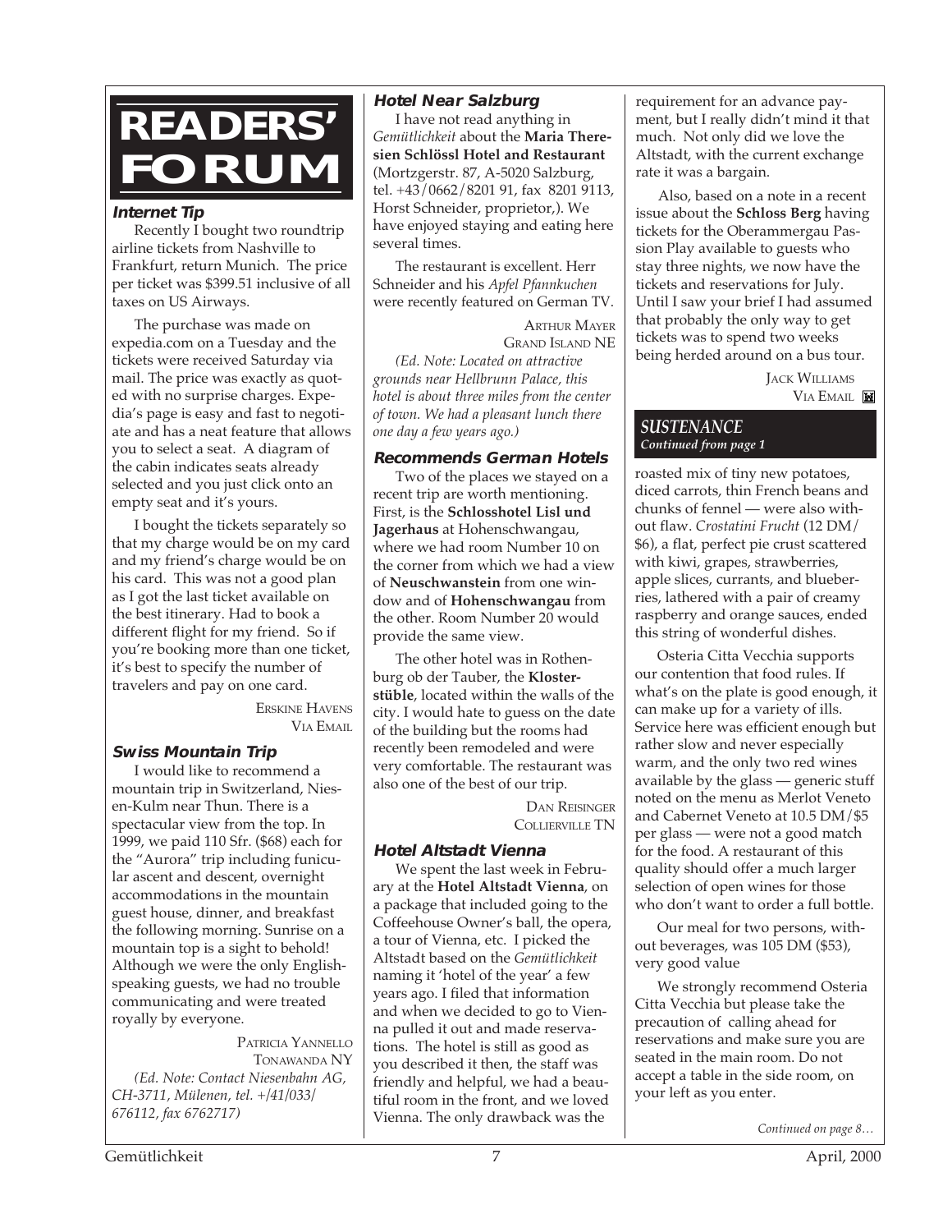# READERS' FORUM

### Internet Tip

Recently I bought two roundtrip airline tickets from Nashville to Frankfurt, return Munich. The price per ticket was $399.51 inclusive of all taxes on US Airways.

The purchase was made on expedia.com on a Tuesday and the tickets were received Saturday via mail. The price was exactly as quoted with no surprise charges. Expedia's page is easy and fast to negotiate and has a neat feature that allows you to select a seat. A diagram of the cabin indicates seats already selected and you just click onto an empty seat and it's yours.

I bought the tickets separately so that my charge would be on my card and my friend's charge would be on his card. This was not a good plan as I got the last ticket available on the best itinerary. Had to book a different flight for my friend. So if you're booking more than one ticket, it's best to specify the number of travelers and pay on one card.

ERSKINE HAVENS
VIA EMAIL

### Swiss Mountain Trip

I would like to recommend a mountain trip in Switzerland, Niesen-Kulm near Thun. There is a spectacular view from the top. In 1999, we paid 110 Sfr. ($68) each for the "Aurora" trip including funicular ascent and descent, overnight accommodations in the mountain guest house, dinner, and breakfast the following morning. Sunrise on a mountain top is a sight to behold! Although we were the only English-speaking guests, we had no trouble communicating and were treated royally by everyone.

PATRICIA YANNELLO
TONAWANDA NY

*(Ed. Note: Contact Niesenbahn AG, CH-3711, Mülenen, tel. +/41/033/676112, fax 6762717)*

### Hotel Near Salzburg

I have not read anything in *Gemütlichkeit* about the **Maria Theresien Schlössl Hotel and Restaurant** (Mortzgerstr. 87, A-5020 Salzburg, tel. +43/0662/8201 91, fax 8201 9113, Horst Schneider, proprietor,). We have enjoyed staying and eating here several times.

The restaurant is excellent. Herr Schneider and his *Apfel Pfannkuchen* were recently featured on German TV.

ARTHUR MAYER
GRAND ISLAND NE

*(Ed. Note: Located on attractive grounds near Hellbrunn Palace, this hotel is about three miles from the center of town. We had a pleasant lunch there one day a few years ago.)*

### Recommends German Hotels

Two of the places we stayed on a recent trip are worth mentioning. First, is the **Schlosshotel Lisl und Jagerhaus** at Hohenschwangau, where we had room Number 10 on the corner from which we had a view of **Neuschwanstein** from one window and of **Hohenschwangau** from the other. Room Number 20 would provide the same view.

The other hotel was in Rothenburg ob der Tauber, the **Klosterstüble**, located within the walls of the city. I would hate to guess on the date of the building but the rooms had recently been remodeled and were very comfortable. The restaurant was also one of the best of our trip.

DAN REISINGER
COLLIERVILLE TN

### Hotel Altstadt Vienna

We spent the last week in February at the **Hotel Altstadt Vienna**, on a package that included going to the Coffeehouse Owner's ball, the opera, a tour of Vienna, etc. I picked the Altstadt based on the *Gemütlichkeit* naming it 'hotel of the year' a few years ago. I filed that information and when we decided to go to Vienna pulled it out and made reservations. The hotel is still as good as you described it then, the staff was friendly and helpful, we had a beautiful room in the front, and we loved Vienna. The only drawback was the requirement for an advance payment, but I really didn't mind it that much. Not only did we love the Altstadt, with the current exchange rate it was a bargain.

Also, based on a note in a recent issue about the **Schloss Berg** having tickets for the Oberammergau Passion Play available to guests who stay three nights, we now have the tickets and reservations for July. Until I saw your brief I had assumed that probably the only way to get tickets was to spend two weeks being herded around on a bus tour.

JACK WILLIAMS
VIA EMAIL

## *SUSTENANCE*
*Continued from page 1*

roasted mix of tiny new potatoes, diced carrots, thin French beans and chunks of fennel — were also without flaw. *Crostatini Frucht* (12 DM/ $6), a flat, perfect pie crust scattered with kiwi, grapes, strawberries, apple slices, currants, and blueberries, lathered with a pair of creamy raspberry and orange sauces, ended this string of wonderful dishes.

Osteria Citta Vecchia supports our contention that food rules. If what's on the plate is good enough, it can make up for a variety of ills. Service here was efficient enough but rather slow and never especially warm, and the only two red wines available by the glass — generic stuff noted on the menu as Merlot Veneto and Cabernet Veneto at 10.5 DM/$5 per glass — were not a good match for the food. A restaurant of this quality should offer a much larger selection of open wines for those who don't want to order a full bottle.

Our meal for two persons, without beverages, was 105 DM ($53), very good value

We strongly recommend Osteria Citta Vecchia but please take the precaution of calling ahead for reservations and make sure you are seated in the main room. Do not accept a table in the side room, on your left as you enter.

*Continued on page 8…*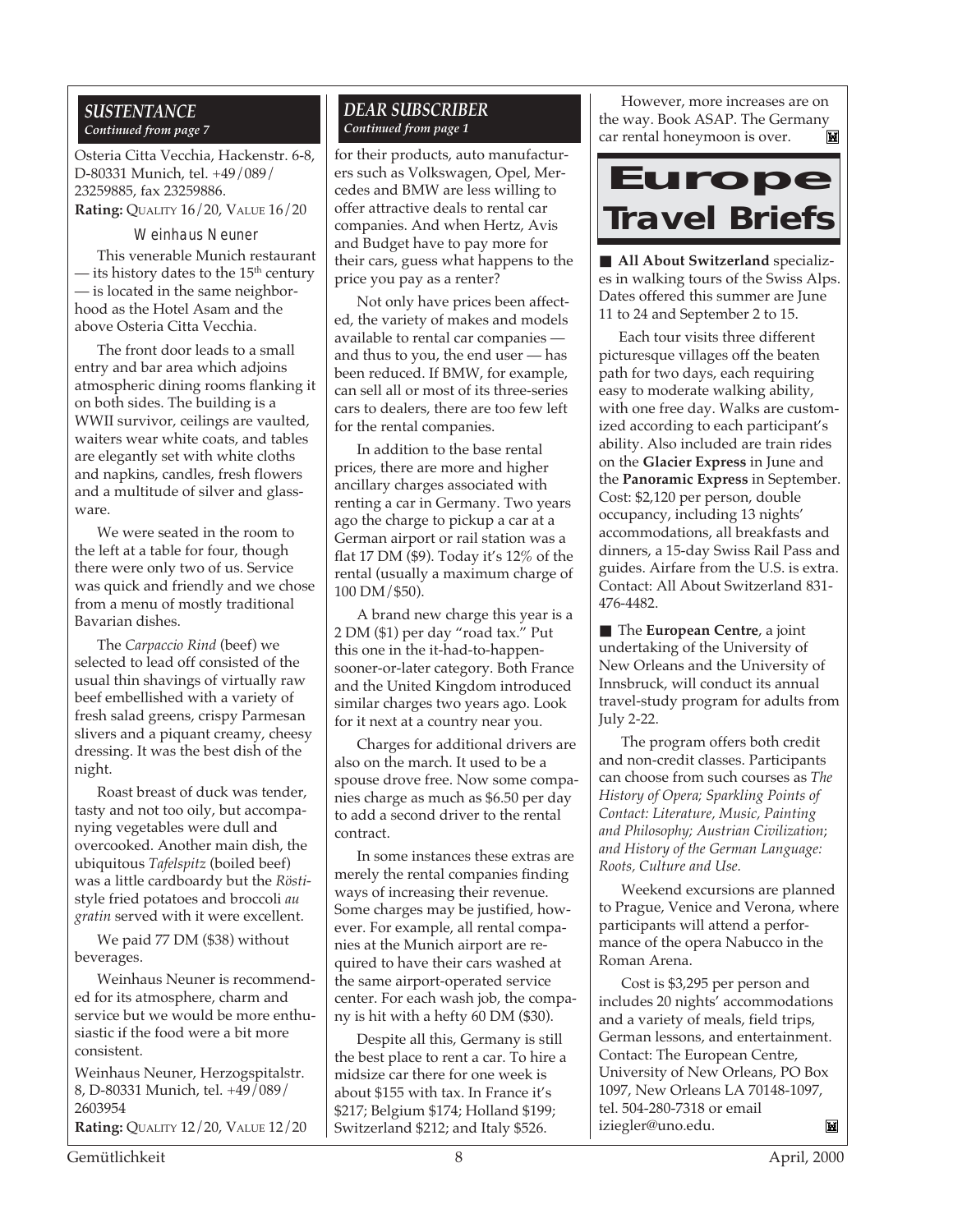## *SUSTENTANCE*
*Continued from page 7*

Osteria Citta Vecchia, Hackenstr. 6-8, D-80331 Munich, tel. +49/089/ 23259885, fax 23259886.
**Rating:** QUALITY 16/20, VALUE 16/20

### Weinhaus Neuner

This venerable Munich restaurant — its history dates to the 15th century — is located in the same neighborhood as the Hotel Asam and the above Osteria Citta Vecchia.

The front door leads to a small entry and bar area which adjoins atmospheric dining rooms flanking it on both sides. The building is a WWII survivor, ceilings are vaulted, waiters wear white coats, and tables are elegantly set with white cloths and napkins, candles, fresh flowers and a multitude of silver and glassware.

We were seated in the room to the left at a table for four, though there were only two of us. Service was quick and friendly and we chose from a menu of mostly traditional Bavarian dishes.

The *Carpaccio Rind* (beef) we selected to lead off consisted of the usual thin shavings of virtually raw beef embellished with a variety of fresh salad greens, crispy Parmesan slivers and a piquant creamy, cheesy dressing. It was the best dish of the night.

Roast breast of duck was tender, tasty and not too oily, but accompanying vegetables were dull and overcooked. Another main dish, the ubiquitous *Tafelspitz* (boiled beef) was a little cardboardy but the *Rösti*-style fried potatoes and broccoli *au gratin* served with it were excellent.

We paid 77 DM ($38) without beverages.

Weinhaus Neuner is recommended for its atmosphere, charm and service but we would be more enthusiastic if the food were a bit more consistent.

Weinhaus Neuner, Herzogspitalstr. 8, D-80331 Munich, tel. +49/089/ 2603954
**Rating:** QUALITY 12/20, VALUE 12/20

## *DEAR SUBSCRIBER*
*Continued from page 1*

for their products, auto manufacturers such as Volkswagen, Opel, Mercedes and BMW are less willing to offer attractive deals to rental car companies. And when Hertz, Avis and Budget have to pay more for their cars, guess what happens to the price you pay as a renter?

Not only have prices been affected, the variety of makes and models available to rental car companies — and thus to you, the end user — has been reduced. If BMW, for example, can sell all or most of its three-series cars to dealers, there are too few left for the rental companies.

In addition to the base rental prices, there are more and higher ancillary charges associated with renting a car in Germany. Two years ago the charge to pickup a car at a German airport or rail station was a flat 17 DM ($9). Today it's 12% of the rental (usually a maximum charge of 100 DM/$50).

A brand new charge this year is a 2 DM ($1) per day "road tax." Put this one in the it-had-to-happen-sooner-or-later category. Both France and the United Kingdom introduced similar charges two years ago. Look for it next at a country near you.

Charges for additional drivers are also on the march. It used to be a spouse drove free. Now some companies charge as much as $6.50 per day to add a second driver to the rental contract.

In some instances these extras are merely the rental companies finding ways of increasing their revenue. Some charges may be justified, however. For example, all rental companies at the Munich airport are required to have their cars washed at the same airport-operated service center. For each wash job, the company is hit with a hefty 60 DM ($30).

Despite all this, Germany is still the best place to rent a car. To hire a midsize car there for one week is about $155 with tax. In France it's $217; Belgium $174; Holland $199; Switzerland $212; and Italy $526.

However, more increases are on the way. Book ASAP. The Germany car rental honeymoon is over.

# Europe Travel Briefs

■ **All About Switzerland** specializes in walking tours of the Swiss Alps. Dates offered this summer are June 11 to 24 and September 2 to 15.

Each tour visits three different picturesque villages off the beaten path for two days, each requiring easy to moderate walking ability, with one free day. Walks are customized according to each participant's ability. Also included are train rides on the **Glacier Express** in June and the **Panoramic Express** in September. Cost: $2,120 per person, double occupancy, including 13 nights' accommodations, all breakfasts and dinners, a 15-day Swiss Rail Pass and guides. Airfare from the U.S. is extra. Contact: All About Switzerland 831-476-4482.

■ The **European Centre**, a joint undertaking of the University of New Orleans and the University of Innsbruck, will conduct its annual travel-study program for adults from July 2-22.

The program offers both credit and non-credit classes. Participants can choose from such courses as *The History of Opera; Sparkling Points of Contact: Literature, Music, Painting and Philosophy; Austrian Civilization*; *and History of the German Language: Roots, Culture and Use.*

Weekend excursions are planned to Prague, Venice and Verona, where participants will attend a performance of the opera Nabucco in the Roman Arena.

Cost is $3,295 per person and includes 20 nights' accommodations and a variety of meals, field trips, German lessons, and entertainment. Contact: The European Centre, University of New Orleans, PO Box 1097, New Orleans LA 70148-1097, tel. 504-280-7318 or email iziegler@uno.edu.